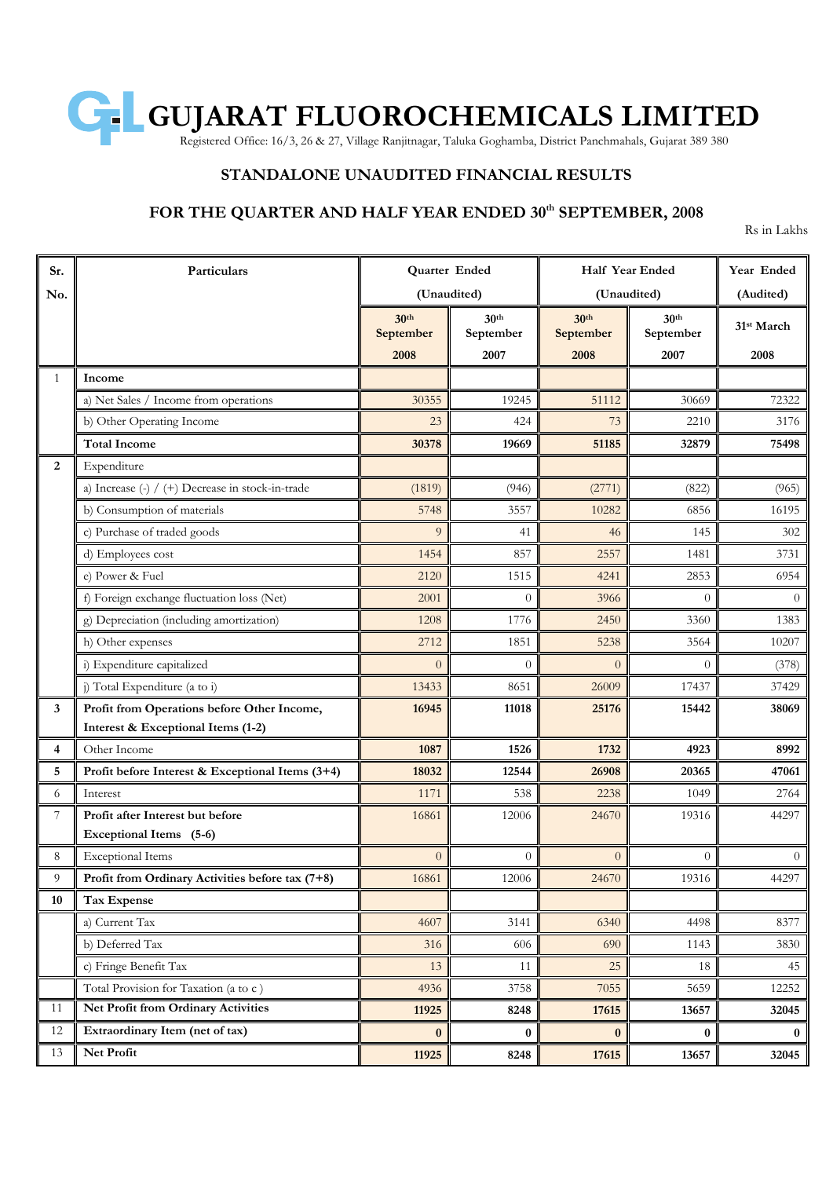# GUJARAT FLUOROCHEMICALS LIMITED

Registered Office: 16/3, 26 & 27, Village Ranjitnagar, Taluka Goghamba, District Panchmahals, Gujarat 389 380

## STANDALONE UNAUDITED FINANCIAL RESULTS

## FOR THE QUARTER AND HALF YEAR ENDED 30th SEPTEMBER, 2008

Rs in Lakhs

| Sr. No. | Particulars | Quarter Ended (Unaudited) | | Half Year Ended (Unaudited) | | Year Ended (Audited) |
|---|---|---|---|---|---|---|
| | | 30th September 2008 | 30th September 2007 | 30th September 2008 | 30th September 2007 | 31st March 2008 |
| 1 | **Income** | | | | | |
| | a) Net Sales / Income from operations | 30355 | 19245 | 51112 | 30669 | 72322 |
| | b) Other Operating Income | 23 | 424 | 73 | 2210 | 3176 |
| | **Total Income** | **30378** | **19669** | **51185** | **32879** | **75498** |
| 2 | Expenditure | | | | | |
| | a) Increase (-) / (+) Decrease in stock-in-trade | (1819) | (946) | (2771) | (822) | (965) |
| | b) Consumption of materials | 5748 | 3557 | 10282 | 6856 | 16195 |
| | c) Purchase of traded goods | 9 | 41 | 46 | 145 | 302 |
| | d) Employees cost | 1454 | 857 | 2557 | 1481 | 3731 |
| | e) Power & Fuel | 2120 | 1515 | 4241 | 2853 | 6954 |
| | f) Foreign exchange fluctuation loss (Net) | 2001 | 0 | 3966 | 0 | 0 |
| | g) Depreciation (including amortization) | 1208 | 1776 | 2450 | 3360 | 1383 |
| | h) Other expenses | 2712 | 1851 | 5238 | 3564 | 10207 |
| | i) Expenditure capitalized | 0 | 0 | 0 | 0 | (378) |
| | j) Total Expenditure (a to i) | 13433 | 8651 | 26009 | 17437 | 37429 |
| 3 | **Profit from Operations before Other Income, Interest & Exceptional Items (1-2)** | **16945** | **11018** | **25176** | **15442** | **38069** |
| 4 | Other Income | **1087** | **1526** | **1732** | **4923** | **8992** |
| 5 | **Profit before Interest & Exceptional Items (3+4)** | **18032** | **12544** | **26908** | **20365** | **47061** |
| 6 | Interest | 1171 | 538 | 2238 | 1049 | 2764 |
| 7 | **Profit after Interest but before Exceptional Items (5-6)** | 16861 | 12006 | 24670 | 19316 | 44297 |
| 8 | Exceptional Items | 0 | 0 | 0 | 0 | 0 |
| 9 | **Profit from Ordinary Activities before tax (7+8)** | 16861 | 12006 | 24670 | 19316 | 44297 |
| 10 | **Tax Expense** | | | | | |
| | a) Current Tax | 4607 | 3141 | 6340 | 4498 | 8377 |
| | b) Deferred Tax | 316 | 606 | 690 | 1143 | 3830 |
| | c) Fringe Benefit Tax | 13 | 11 | 25 | 18 | 45 |
| | Total Provision for Taxation (a to c ) | 4936 | 3758 | 7055 | 5659 | 12252 |
| 11 | **Net Profit from Ordinary Activities** | **11925** | **8248** | **17615** | **13657** | **32045** |
| 12 | **Extraordinary Item (net of tax)** | **0** | **0** | **0** | **0** | **0** |
| 13 | **Net Profit** | **11925** | **8248** | **17615** | **13657** | **32045** |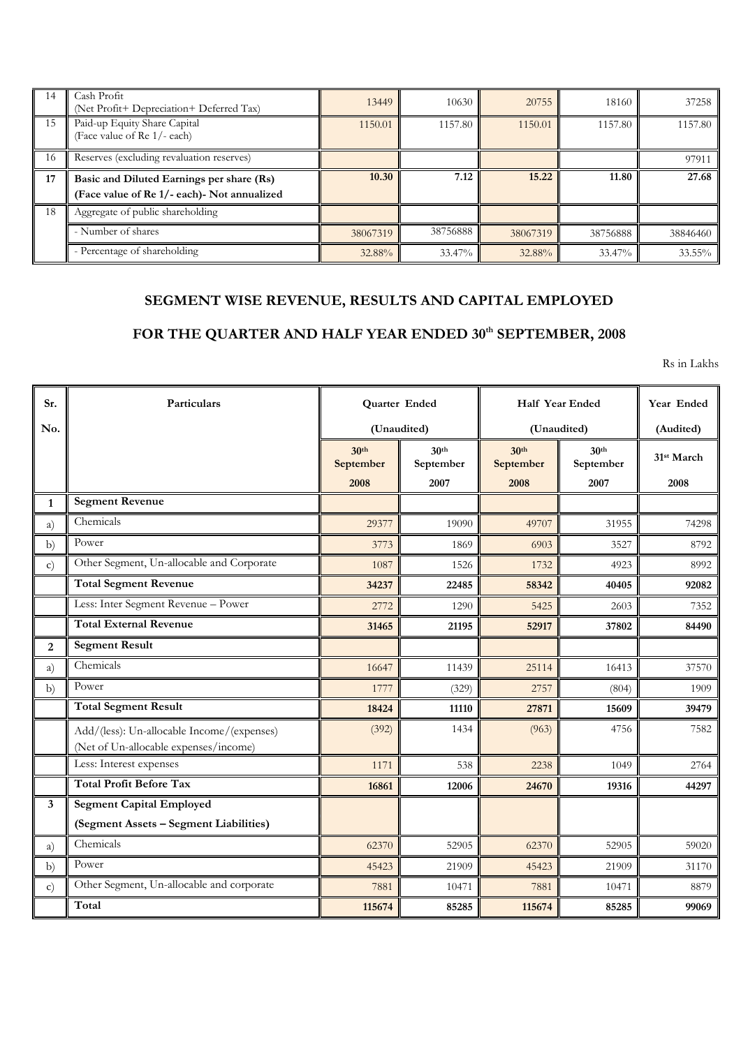| 14 | Cash Profit (Net Profit+ Depreciation+ Deferred Tax) | 13449 | 10630 | 20755 | 18160 | 37258 |
|---|---|---|---|---|---|---|
| 15 | Paid-up Equity Share Capital (Face value of Re 1/- each) | 1150.01 | 1157.80 | 1150.01 | 1157.80 | 1157.80 |
| 16 | Reserves (excluding revaluation reserves) | | | | | 97911 |
| **17** | **Basic and Diluted Earnings per share (Rs) (Face value of Re 1/- each)- Not annualized** | **10.30** | **7.12** | **15.22** | **11.80** | **27.68** |
| 18 | Aggregate of public shareholding | | | | | |
| | - Number of shares | 38067319 | 38756888 | 38067319 | 38756888 | 38846460 |
| | - Percentage of shareholding | 32.88% | 33.47% | 32.88% | 33.47% | 33.55% |

## SEGMENT WISE REVENUE, RESULTS AND CAPITAL EMPLOYED

## FOR THE QUARTER AND HALF YEAR ENDED 30th SEPTEMBER, 2008

Rs in Lakhs

| Sr. No. | Particulars | Quarter Ended (Unaudited) | | Half Year Ended (Unaudited) | | Year Ended (Audited) |
|---|---|---|---|---|---|---|
| | | 30th September 2008 | 30th September 2007 | 30th September 2008 | 30th September 2007 | 31st March 2008 |
| **1** | **Segment Revenue** | | | | | |
| a) | Chemicals | 29377 | 19090 | 49707 | 31955 | 74298 |
| b) | Power | 3773 | 1869 | 6903 | 3527 | 8792 |
| c) | Other Segment, Un-allocable and Corporate | 1087 | 1526 | 1732 | 4923 | 8992 |
| | **Total Segment Revenue** | **34237** | **22485** | **58342** | **40405** | **92082** |
| | Less: Inter Segment Revenue – Power | 2772 | 1290 | 5425 | 2603 | 7352 |
| | **Total External Revenue** | **31465** | **21195** | **52917** | **37802** | **84490** |
| **2** | **Segment Result** | | | | | |
| a) | Chemicals | 16647 | 11439 | 25114 | 16413 | 37570 |
| b) | Power | 1777 | (329) | 2757 | (804) | 1909 |
| | **Total Segment Result** | **18424** | **11110** | **27871** | **15609** | **39479** |
| | Add/(less): Un-allocable Income/(expenses) (Net of Un-allocable expenses/income) | (392) | 1434 | (963) | 4756 | 7582 |
| | Less: Interest expenses | 1171 | 538 | 2238 | 1049 | 2764 |
| | **Total Profit Before Tax** | **16861** | **12006** | **24670** | **19316** | **44297** |
| **3** | **Segment Capital Employed (Segment Assets – Segment Liabilities)** | | | | | |
| a) | Chemicals | 62370 | 52905 | 62370 | 52905 | 59020 |
| b) | Power | 45423 | 21909 | 45423 | 21909 | 31170 |
| c) | Other Segment, Un-allocable and corporate | 7881 | 10471 | 7881 | 10471 | 8879 |
| | **Total** | **115674** | **85285** | **115674** | **85285** | **99069** |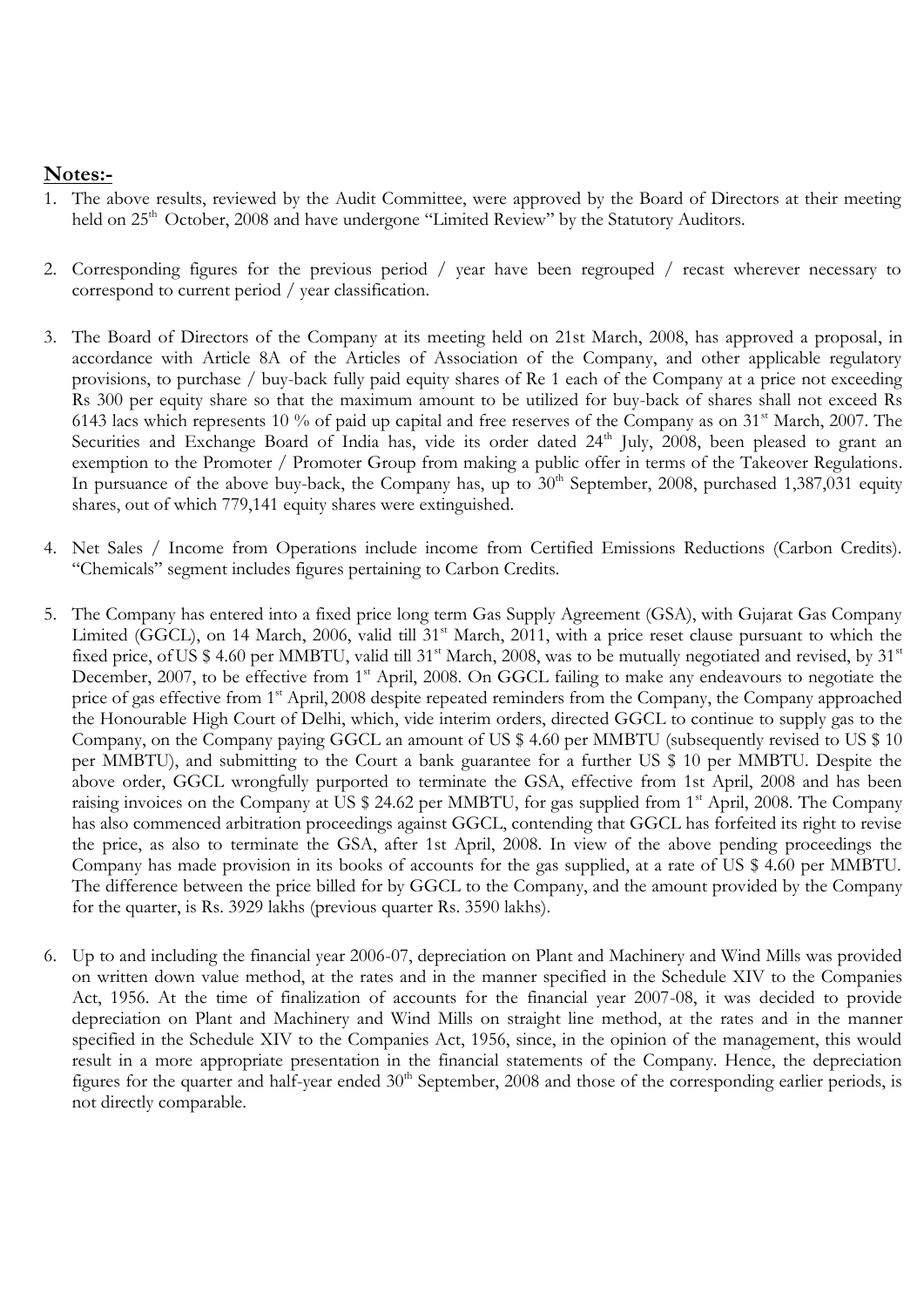## Notes:-

1. The above results, reviewed by the Audit Committee, were approved by the Board of Directors at their meeting held on 25th October, 2008 and have undergone "Limited Review" by the Statutory Auditors.

2. Corresponding figures for the previous period / year have been regrouped / recast wherever necessary to correspond to current period / year classification.

3. The Board of Directors of the Company at its meeting held on 21st March, 2008, has approved a proposal, in accordance with Article 8A of the Articles of Association of the Company, and other applicable regulatory provisions, to purchase / buy-back fully paid equity shares of Re 1 each of the Company at a price not exceeding Rs 300 per equity share so that the maximum amount to be utilized for buy-back of shares shall not exceed Rs 6143 lacs which represents 10 % of paid up capital and free reserves of the Company as on 31st March, 2007. The Securities and Exchange Board of India has, vide its order dated 24th July, 2008, been pleased to grant an exemption to the Promoter / Promoter Group from making a public offer in terms of the Takeover Regulations. In pursuance of the above buy-back, the Company has, up to 30th September, 2008, purchased 1,387,031 equity shares, out of which 779,141 equity shares were extinguished.

4. Net Sales / Income from Operations include income from Certified Emissions Reductions (Carbon Credits). "Chemicals" segment includes figures pertaining to Carbon Credits.

5. The Company has entered into a fixed price long term Gas Supply Agreement (GSA), with Gujarat Gas Company Limited (GGCL), on 14 March, 2006, valid till 31st March, 2011, with a price reset clause pursuant to which the fixed price, of US $ 4.60 per MMBTU, valid till 31st March, 2008, was to be mutually negotiated and revised, by 31st December, 2007, to be effective from 1st April, 2008. On GGCL failing to make any endeavours to negotiate the price of gas effective from 1st April, 2008 despite repeated reminders from the Company, the Company approached the Honourable High Court of Delhi, which, vide interim orders, directed GGCL to continue to supply gas to the Company, on the Company paying GGCL an amount of US $ 4.60 per MMBTU (subsequently revised to US $ 10 per MMBTU), and submitting to the Court a bank guarantee for a further US $ 10 per MMBTU. Despite the above order, GGCL wrongfully purported to terminate the GSA, effective from 1st April, 2008 and has been raising invoices on the Company at US $ 24.62 per MMBTU, for gas supplied from 1st April, 2008. The Company has also commenced arbitration proceedings against GGCL, contending that GGCL has forfeited its right to revise the price, as also to terminate the GSA, after 1st April, 2008. In view of the above pending proceedings the Company has made provision in its books of accounts for the gas supplied, at a rate of US $ 4.60 per MMBTU. The difference between the price billed for by GGCL to the Company, and the amount provided by the Company for the quarter, is Rs. 3929 lakhs (previous quarter Rs. 3590 lakhs).

6. Up to and including the financial year 2006-07, depreciation on Plant and Machinery and Wind Mills was provided on written down value method, at the rates and in the manner specified in the Schedule XIV to the Companies Act, 1956. At the time of finalization of accounts for the financial year 2007-08, it was decided to provide depreciation on Plant and Machinery and Wind Mills on straight line method, at the rates and in the manner specified in the Schedule XIV to the Companies Act, 1956, since, in the opinion of the management, this would result in a more appropriate presentation in the financial statements of the Company. Hence, the depreciation figures for the quarter and half-year ended 30th September, 2008 and those of the corresponding earlier periods, is not directly comparable.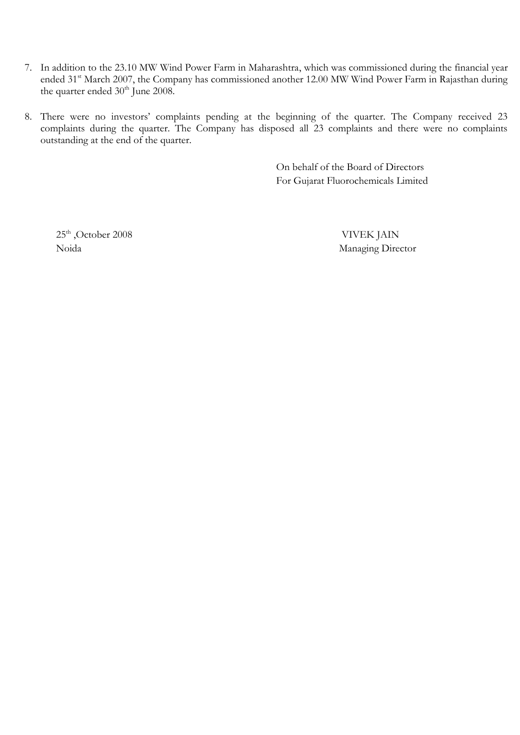7. In addition to the 23.10 MW Wind Power Farm in Maharashtra, which was commissioned during the financial year ended 31st March 2007, the Company has commissioned another 12.00 MW Wind Power Farm in Rajasthan during the quarter ended 30th June 2008.

8. There were no investors' complaints pending at the beginning of the quarter. The Company received 23 complaints during the quarter. The Company has disposed all 23 complaints and there were no complaints outstanding at the end of the quarter.

On behalf of the Board of Directors
For Gujarat Fluorochemicals Limited

25th ,October 2008
Noida

VIVEK JAIN
Managing Director